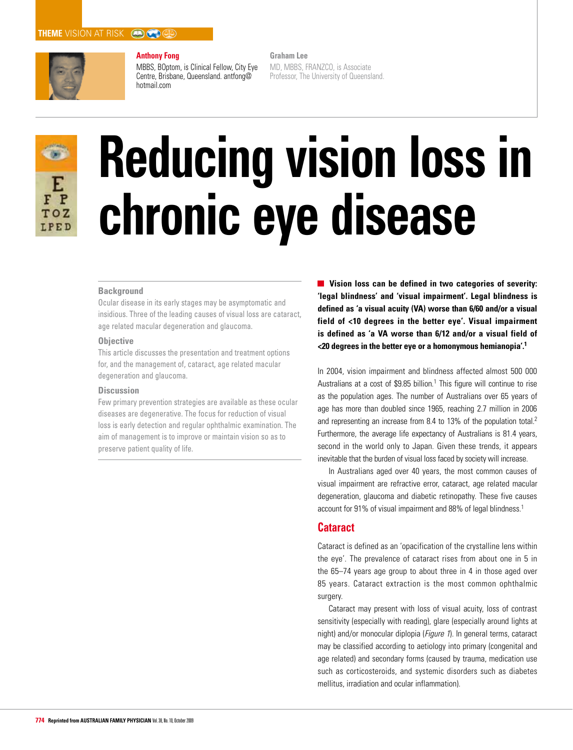THEME VISION AT RISK

**Anthony Fong**
MBBS, BOptom, is Clinical Fellow, City Eye Centre, Brisbane, Queensland. antfong@hotmail.com

**Graham Lee**
MD, MBBS, FRANZCO, is Associate Professor, The University of Queensland.

# Reducing vision loss in chronic eye disease

### Background

Ocular disease in its early stages may be asymptomatic and insidious. Three of the leading causes of visual loss are cataract, age related macular degeneration and glaucoma.

### Objective

This article discusses the presentation and treatment options for, and the management of, cataract, age related macular degeneration and glaucoma.

### Discussion

Few primary prevention strategies are available as these ocular diseases are degenerative. The focus for reduction of visual loss is early detection and regular ophthalmic examination. The aim of management is to improve or maintain vision so as to preserve patient quality of life.

**Vision loss can be defined in two categories of severity: 'legal blindness' and 'visual impairment'. Legal blindness is defined as 'a visual acuity (VA) worse than 6/60 and/or a visual field of <10 degrees in the better eye'. Visual impairment is defined as 'a VA worse than 6/12 and/or a visual field of <20 degrees in the better eye or a homonymous hemianopia'.[1]**

In 2004, vision impairment and blindness affected almost 500 000 Australians at a cost of $9.85 billion.[1] This figure will continue to rise as the population ages. The number of Australians over 65 years of age has more than doubled since 1965, reaching 2.7 million in 2006 and representing an increase from 8.4 to 13% of the population total.[2] Furthermore, the average life expectancy of Australians is 81.4 years, second in the world only to Japan. Given these trends, it appears inevitable that the burden of visual loss faced by society will increase.

In Australians aged over 40 years, the most common causes of visual impairment are refractive error, cataract, age related macular degeneration, glaucoma and diabetic retinopathy. These five causes account for 91% of visual impairment and 88% of legal blindness.[1]

## Cataract

Cataract is defined as an 'opacification of the crystalline lens within the eye'. The prevalence of cataract rises from about one in 5 in the 65–74 years age group to about three in 4 in those aged over 85 years. Cataract extraction is the most common ophthalmic surgery.

Cataract may present with loss of visual acuity, loss of contrast sensitivity (especially with reading), glare (especially around lights at night) and/or monocular diplopia (*Figure 1*). In general terms, cataract may be classified according to aetiology into primary (congenital and age related) and secondary forms (caused by trauma, medication use such as corticosteroids, and systemic disorders such as diabetes mellitus, irradiation and ocular inflammation).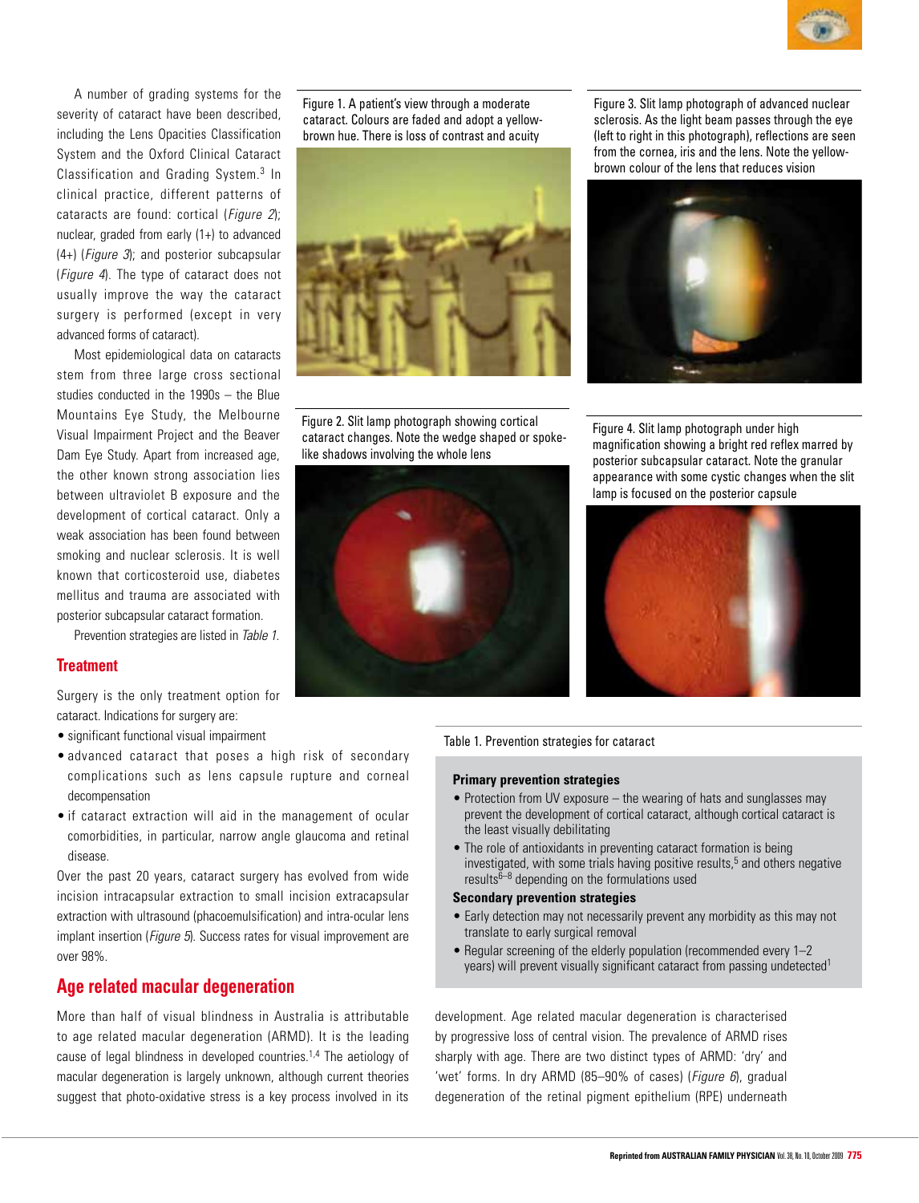A number of grading systems for the severity of cataract have been described, including the Lens Opacities Classification System and the Oxford Clinical Cataract Classification and Grading System.[3] In clinical practice, different patterns of cataracts are found: cortical (*Figure 2*); nuclear, graded from early (1+) to advanced (4+) (*Figure 3*); and posterior subcapsular (*Figure 4*). The type of cataract does not usually improve the way the cataract surgery is performed (except in very advanced forms of cataract).

Most epidemiological data on cataracts stem from three large cross sectional studies conducted in the 1990s – the Blue Mountains Eye Study, the Melbourne Visual Impairment Project and the Beaver Dam Eye Study. Apart from increased age, the other known strong association lies between ultraviolet B exposure and the development of cortical cataract. Only a weak association has been found between smoking and nuclear sclerosis. It is well known that corticosteroid use, diabetes mellitus and trauma are associated with posterior subcapsular cataract formation.

Prevention strategies are listed in *Table 1*.

Figure 1. A patient's view through a moderate cataract. Colours are faded and adopt a yellow-brown hue. There is loss of contrast and acuity

Figure 2. Slit lamp photograph showing cortical cataract changes. Note the wedge shaped or spoke-like shadows involving the whole lens

Figure 3. Slit lamp photograph of advanced nuclear sclerosis. As the light beam passes through the eye (left to right in this photograph), reflections are seen from the cornea, iris and the lens. Note the yellow-brown colour of the lens that reduces vision

Figure 4. Slit lamp photograph under high magnification showing a bright red reflex marred by posterior subcapsular cataract. Note the granular appearance with some cystic changes when the slit lamp is focused on the posterior capsule

## Treatment

Surgery is the only treatment option for cataract. Indications for surgery are:

- significant functional visual impairment
- advanced cataract that poses a high risk of secondary complications such as lens capsule rupture and corneal decompensation
- if cataract extraction will aid in the management of ocular comorbidities, in particular, narrow angle glaucoma and retinal disease.

Over the past 20 years, cataract surgery has evolved from wide incision intracapsular extraction to small incision extracapsular extraction with ultrasound (phacoemulsification) and intra-ocular lens implant insertion (*Figure 5*). Success rates for visual improvement are over 98%.

Table 1. Prevention strategies for cataract

**Primary prevention strategies**

- Protection from UV exposure – the wearing of hats and sunglasses may prevent the development of cortical cataract, although cortical cataract is the least visually debilitating
- The role of antioxidants in preventing cataract formation is being investigated, with some trials having positive results,[5] and others negative results[6–8] depending on the formulations used

**Secondary prevention strategies**

- Early detection may not necessarily prevent any morbidity as this may not translate to early surgical removal
- Regular screening of the elderly population (recommended every 1–2 years) will prevent visually significant cataract from passing undetected[1]

## Age related macular degeneration

More than half of visual blindness in Australia is attributable to age related macular degeneration (ARMD). It is the leading cause of legal blindness in developed countries.[1,4] The aetiology of macular degeneration is largely unknown, although current theories suggest that photo-oxidative stress is a key process involved in its development. Age related macular degeneration is characterised by progressive loss of central vision. The prevalence of ARMD rises sharply with age. There are two distinct types of ARMD: 'dry' and 'wet' forms. In dry ARMD (85–90% of cases) (*Figure 6*), gradual degeneration of the retinal pigment epithelium (RPE) underneath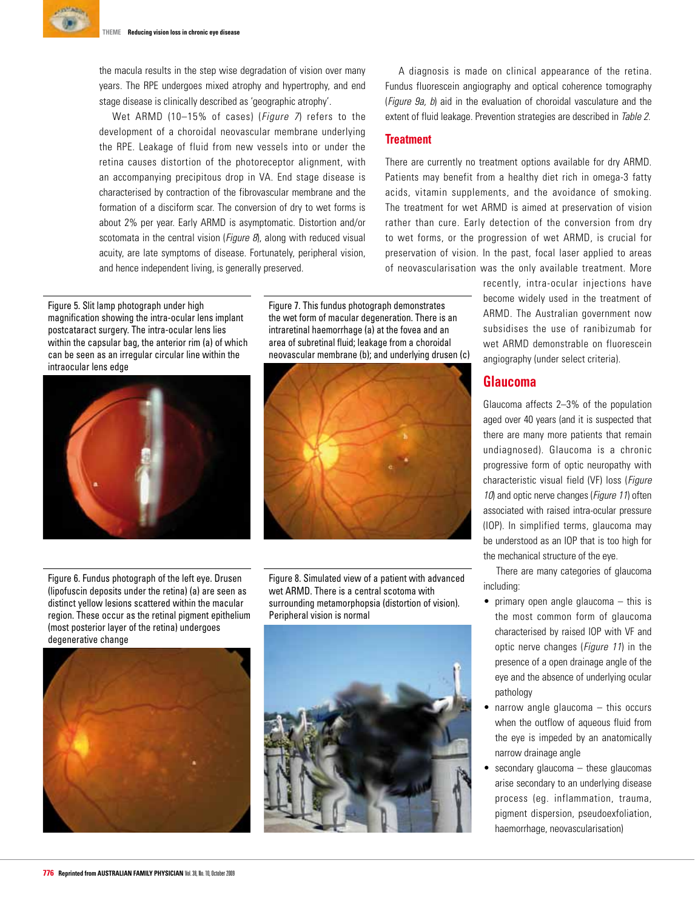the macula results in the step wise degradation of vision over many years. The RPE undergoes mixed atrophy and hypertrophy, and end stage disease is clinically described as 'geographic atrophy'.

Wet ARMD (10–15% of cases) (*Figure 7*) refers to the development of a choroidal neovascular membrane underlying the RPE. Leakage of fluid from new vessels into or under the retina causes distortion of the photoreceptor alignment, with an accompanying precipitous drop in VA. End stage disease is characterised by contraction of the fibrovascular membrane and the formation of a disciform scar. The conversion of dry to wet forms is about 2% per year. Early ARMD is asymptomatic. Distortion and/or scotomata in the central vision (*Figure 8*), along with reduced visual acuity, are late symptoms of disease. Fortunately, peripheral vision, and hence independent living, is generally preserved.

A diagnosis is made on clinical appearance of the retina. Fundus fluorescein angiography and optical coherence tomography (*Figure 9a, b*) aid in the evaluation of choroidal vasculature and the extent of fluid leakage. Prevention strategies are described in *Table 2*.

## Treatment

There are currently no treatment options available for dry ARMD. Patients may benefit from a healthy diet rich in omega-3 fatty acids, vitamin supplements, and the avoidance of smoking. The treatment for wet ARMD is aimed at preservation of vision rather than cure. Early detection of the conversion from dry to wet forms, or the progression of wet ARMD, is crucial for preservation of vision. In the past, focal laser applied to areas of neovascularisation was the only available treatment. More recently, intra-ocular injections have become widely used in the treatment of ARMD. The Australian government now subsidises the use of ranibizumab for wet ARMD demonstrable on fluorescein angiography (under select criteria).

Figure 5. Slit lamp photograph under high magnification showing the intra-ocular lens implant postcataract surgery. The intra-ocular lens lies within the capsular bag, the anterior rim (a) of which can be seen as an irregular circular line within the intraocular lens edge

Figure 7. This fundus photograph demonstrates the wet form of macular degeneration. There is an intraretinal haemorrhage (a) at the fovea and an area of subretinal fluid; leakage from a choroidal neovascular membrane (b); and underlying drusen (c)

Figure 6. Fundus photograph of the left eye. Drusen (lipofuscin deposits under the retina) (a) are seen as distinct yellow lesions scattered within the macular region. These occur as the retinal pigment epithelium (most posterior layer of the retina) undergoes degenerative change

Figure 8. Simulated view of a patient with advanced wet ARMD. There is a central scotoma with surrounding metamorphopsia (distortion of vision). Peripheral vision is normal

## Glaucoma

Glaucoma affects 2–3% of the population aged over 40 years (and it is suspected that there are many more patients that remain undiagnosed). Glaucoma is a chronic progressive form of optic neuropathy with characteristic visual field (VF) loss (*Figure 10*) and optic nerve changes (*Figure 11*) often associated with raised intra-ocular pressure (IOP). In simplified terms, glaucoma may be understood as an IOP that is too high for the mechanical structure of the eye.

There are many categories of glaucoma including:

- primary open angle glaucoma – this is the most common form of glaucoma characterised by raised IOP with VF and optic nerve changes (*Figure 11*) in the presence of a open drainage angle of the eye and the absence of underlying ocular pathology
- narrow angle glaucoma – this occurs when the outflow of aqueous fluid from the eye is impeded by an anatomically narrow drainage angle
- secondary glaucoma – these glaucomas arise secondary to an underlying disease process (eg. inflammation, trauma, pigment dispersion, pseudoexfoliation, haemorrhage, neovascularisation)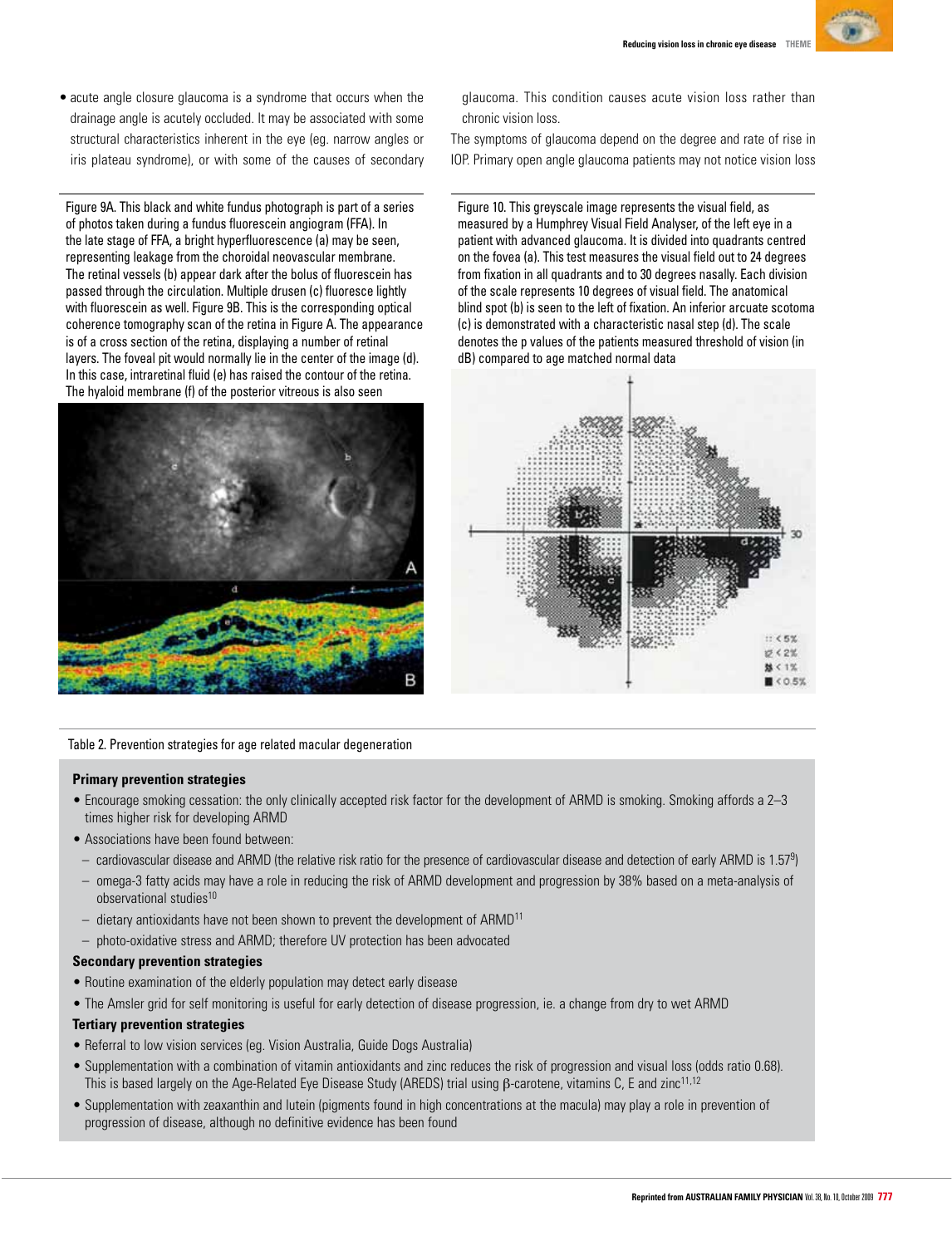- acute angle closure glaucoma is a syndrome that occurs when the drainage angle is acutely occluded. It may be associated with some structural characteristics inherent in the eye (eg. narrow angles or iris plateau syndrome), or with some of the causes of secondary glaucoma. This condition causes acute vision loss rather than chronic vision loss.

The symptoms of glaucoma depend on the degree and rate of rise in IOP. Primary open angle glaucoma patients may not notice vision loss

Figure 9A. This black and white fundus photograph is part of a series of photos taken during a fundus fluorescein angiogram (FFA). In the late stage of FFA, a bright hyperfluorescence (a) may be seen, representing leakage from the choroidal neovascular membrane. The retinal vessels (b) appear dark after the bolus of fluorescein has passed through the circulation. Multiple drusen (c) fluoresce lightly with fluorescein as well. Figure 9B. This is the corresponding optical coherence tomography scan of the retina in Figure A. The appearance is of a cross section of the retina, displaying a number of retinal layers. The foveal pit would normally lie in the center of the image (d). In this case, intraretinal fluid (e) has raised the contour of the retina. The hyaloid membrane (f) of the posterior vitreous is also seen

Figure 10. This greyscale image represents the visual field, as measured by a Humphrey Visual Field Analyser, of the left eye in a patient with advanced glaucoma. It is divided into quadrants centred on the fovea (a). This test measures the visual field out to 24 degrees from fixation in all quadrants and to 30 degrees nasally. Each division of the scale represents 10 degrees of visual field. The anatomical blind spot (b) is seen to the left of fixation. An inferior arcuate scotoma (c) is demonstrated with a characteristic nasal step (d). The scale denotes the p values of the patients measured threshold of vision (in dB) compared to age matched normal data

Table 2. Prevention strategies for age related macular degeneration

**Primary prevention strategies**

- Encourage smoking cessation: the only clinically accepted risk factor for the development of ARMD is smoking. Smoking affords a 2–3 times higher risk for developing ARMD
- Associations have been found between:
  - cardiovascular disease and ARMD (the relative risk ratio for the presence of cardiovascular disease and detection of early ARMD is 1.57[9])
  - omega-3 fatty acids may have a role in reducing the risk of ARMD development and progression by 38% based on a meta-analysis of observational studies[10]
  - dietary antioxidants have not been shown to prevent the development of ARMD[11]
  - photo-oxidative stress and ARMD; therefore UV protection has been advocated

**Secondary prevention strategies**

- Routine examination of the elderly population may detect early disease
- The Amsler grid for self monitoring is useful for early detection of disease progression, ie. a change from dry to wet ARMD

**Tertiary prevention strategies**

- Referral to low vision services (eg. Vision Australia, Guide Dogs Australia)
- Supplementation with a combination of vitamin antioxidants and zinc reduces the risk of progression and visual loss (odds ratio 0.68). This is based largely on the Age-Related Eye Disease Study (AREDS) trial using $\beta$-carotene, vitamins C, E and zinc[11,12]
- Supplementation with zeaxanthin and lutein (pigments found in high concentrations at the macula) may play a role in prevention of progression of disease, although no definitive evidence has been found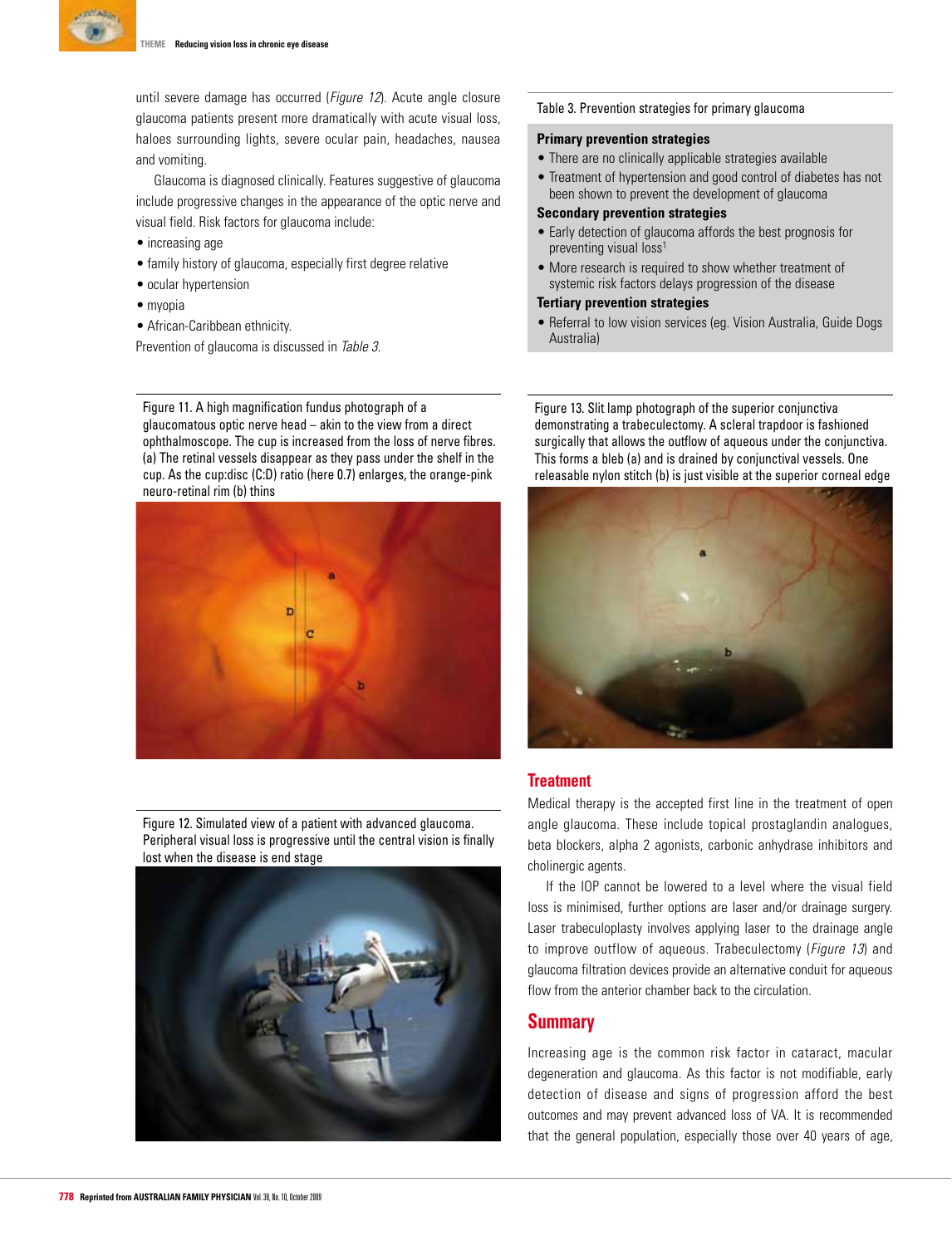until severe damage has occurred (*Figure 12*). Acute angle closure glaucoma patients present more dramatically with acute visual loss, haloes surrounding lights, severe ocular pain, headaches, nausea and vomiting.

Glaucoma is diagnosed clinically. Features suggestive of glaucoma include progressive changes in the appearance of the optic nerve and visual field. Risk factors for glaucoma include:

- increasing age
- family history of glaucoma, especially first degree relative
- ocular hypertension
- myopia
- African-Caribbean ethnicity.

Prevention of glaucoma is discussed in *Table 3*.

Table 3. Prevention strategies for primary glaucoma

**Primary prevention strategies**

- There are no clinically applicable strategies available
- Treatment of hypertension and good control of diabetes has not been shown to prevent the development of glaucoma

**Secondary prevention strategies**

- Early detection of glaucoma affords the best prognosis for preventing visual loss[1]
- More research is required to show whether treatment of systemic risk factors delays progression of the disease

**Tertiary prevention strategies**

- Referral to low vision services (eg. Vision Australia, Guide Dogs Australia)

Figure 11. A high magnification fundus photograph of a glaucomatous optic nerve head – akin to the view from a direct ophthalmoscope. The cup is increased from the loss of nerve fibres. (a) The retinal vessels disappear as they pass under the shelf in the cup. As the cup:disc (C:D) ratio (here 0.7) enlarges, the orange-pink neuro-retinal rim (b) thins

Figure 12. Simulated view of a patient with advanced glaucoma. Peripheral visual loss is progressive until the central vision is finally lost when the disease is end stage

Figure 13. Slit lamp photograph of the superior conjunctiva demonstrating a trabeculectomy. A scleral trapdoor is fashioned surgically that allows the outflow of aqueous under the conjunctiva. This forms a bleb (a) and is drained by conjunctival vessels. One releasable nylon stitch (b) is just visible at the superior corneal edge

## Treatment

Medical therapy is the accepted first line in the treatment of open angle glaucoma. These include topical prostaglandin analogues, beta blockers, alpha 2 agonists, carbonic anhydrase inhibitors and cholinergic agents.

If the IOP cannot be lowered to a level where the visual field loss is minimised, further options are laser and/or drainage surgery. Laser trabeculoplasty involves applying laser to the drainage angle to improve outflow of aqueous. Trabeculectomy (*Figure 13*) and glaucoma filtration devices provide an alternative conduit for aqueous flow from the anterior chamber back to the circulation.

## Summary

Increasing age is the common risk factor in cataract, macular degeneration and glaucoma. As this factor is not modifiable, early detection of disease and signs of progression afford the best outcomes and may prevent advanced loss of VA. It is recommended that the general population, especially those over 40 years of age,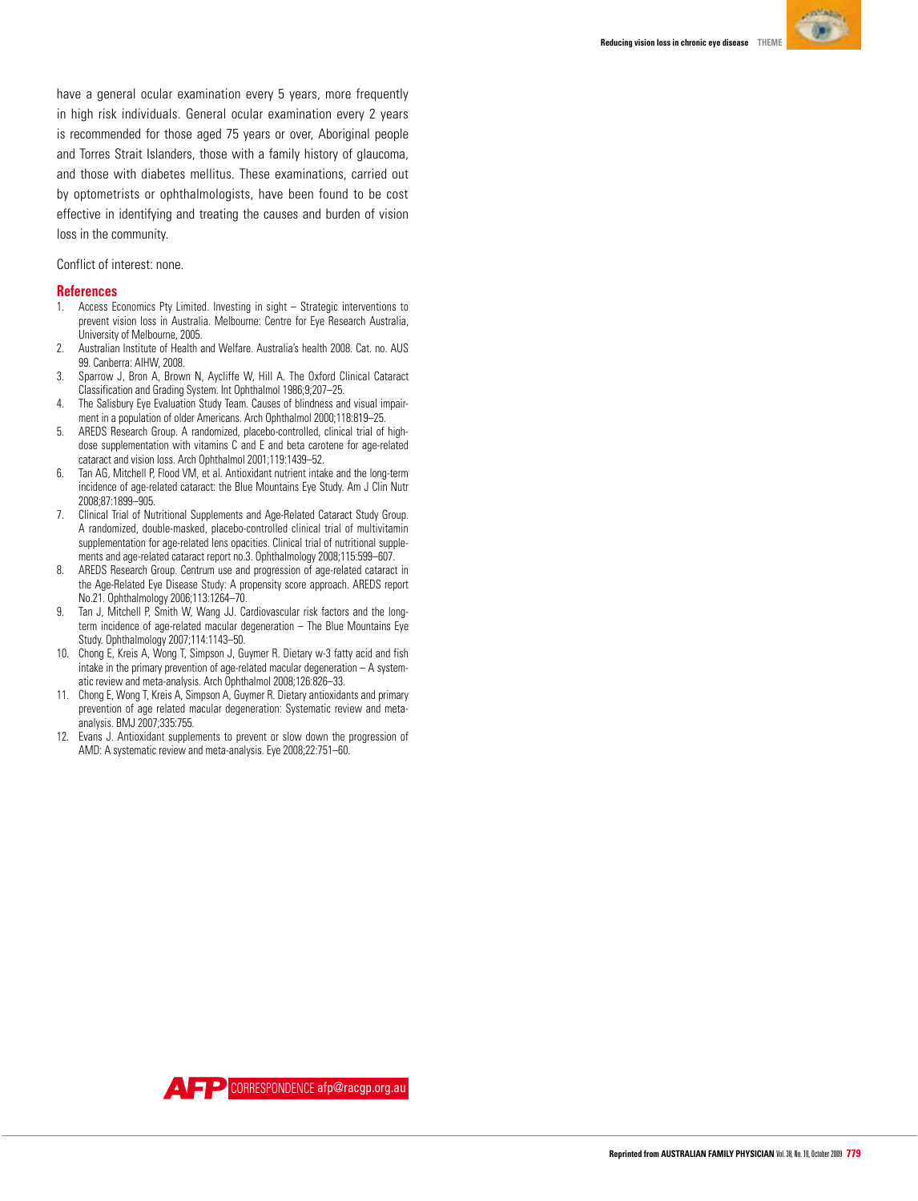have a general ocular examination every 5 years, more frequently in high risk individuals. General ocular examination every 2 years is recommended for those aged 75 years or over, Aboriginal people and Torres Strait Islanders, those with a family history of glaucoma, and those with diabetes mellitus. These examinations, carried out by optometrists or ophthalmologists, have been found to be cost effective in identifying and treating the causes and burden of vision loss in the community.

Conflict of interest: none.

## References

1. Access Economics Pty Limited. Investing in sight – Strategic interventions to prevent vision loss in Australia. Melbourne: Centre for Eye Research Australia, University of Melbourne, 2005.
2. Australian Institute of Health and Welfare. Australia's health 2008. Cat. no. AUS 99. Canberra: AIHW, 2008.
3. Sparrow J, Bron A, Brown N, Aycliffe W, Hill A. The Oxford Clinical Cataract Classification and Grading System. Int Ophthalmol 1986;9;207–25.
4. The Salisbury Eye Evaluation Study Team. Causes of blindness and visual impairment in a population of older Americans. Arch Ophthalmol 2000;118:819–25.
5. AREDS Research Group. A randomized, placebo-controlled, clinical trial of high-dose supplementation with vitamins C and E and beta carotene for age-related cataract and vision loss. Arch Ophthalmol 2001;119:1439–52.
6. Tan AG, Mitchell P, Flood VM, et al. Antioxidant nutrient intake and the long-term incidence of age-related cataract: the Blue Mountains Eye Study. Am J Clin Nutr 2008;87:1899–905.
7. Clinical Trial of Nutritional Supplements and Age-Related Cataract Study Group. A randomized, double-masked, placebo-controlled clinical trial of multivitamin supplementation for age-related lens opacities. Clinical trial of nutritional supplements and age-related cataract report no.3. Ophthalmology 2008;115:599–607.
8. AREDS Research Group. Centrum use and progression of age-related cataract in the Age-Related Eye Disease Study: A propensity score approach. AREDS report No.21. Ophthalmology 2006;113:1264–70.
9. Tan J, Mitchell P, Smith W, Wang JJ. Cardiovascular risk factors and the long-term incidence of age-related macular degeneration – The Blue Mountains Eye Study. Ophthalmology 2007;114:1143–50.
10. Chong E, Kreis A, Wong T, Simpson J, Guymer R. Dietary w-3 fatty acid and fish intake in the primary prevention of age-related macular degeneration – A systematic review and meta-analysis. Arch Ophthalmol 2008;126:826–33.
11. Chong E, Wong T, Kreis A, Simpson A, Guymer R. Dietary antioxidants and primary prevention of age related macular degeneration: Systematic review and meta-analysis. BMJ 2007;335:755.
12. Evans J. Antioxidant supplements to prevent or slow down the progression of AMD: A systematic review and meta-analysis. Eye 2008;22:751–60.

AFP CORRESPONDENCE afp@racgp.org.au